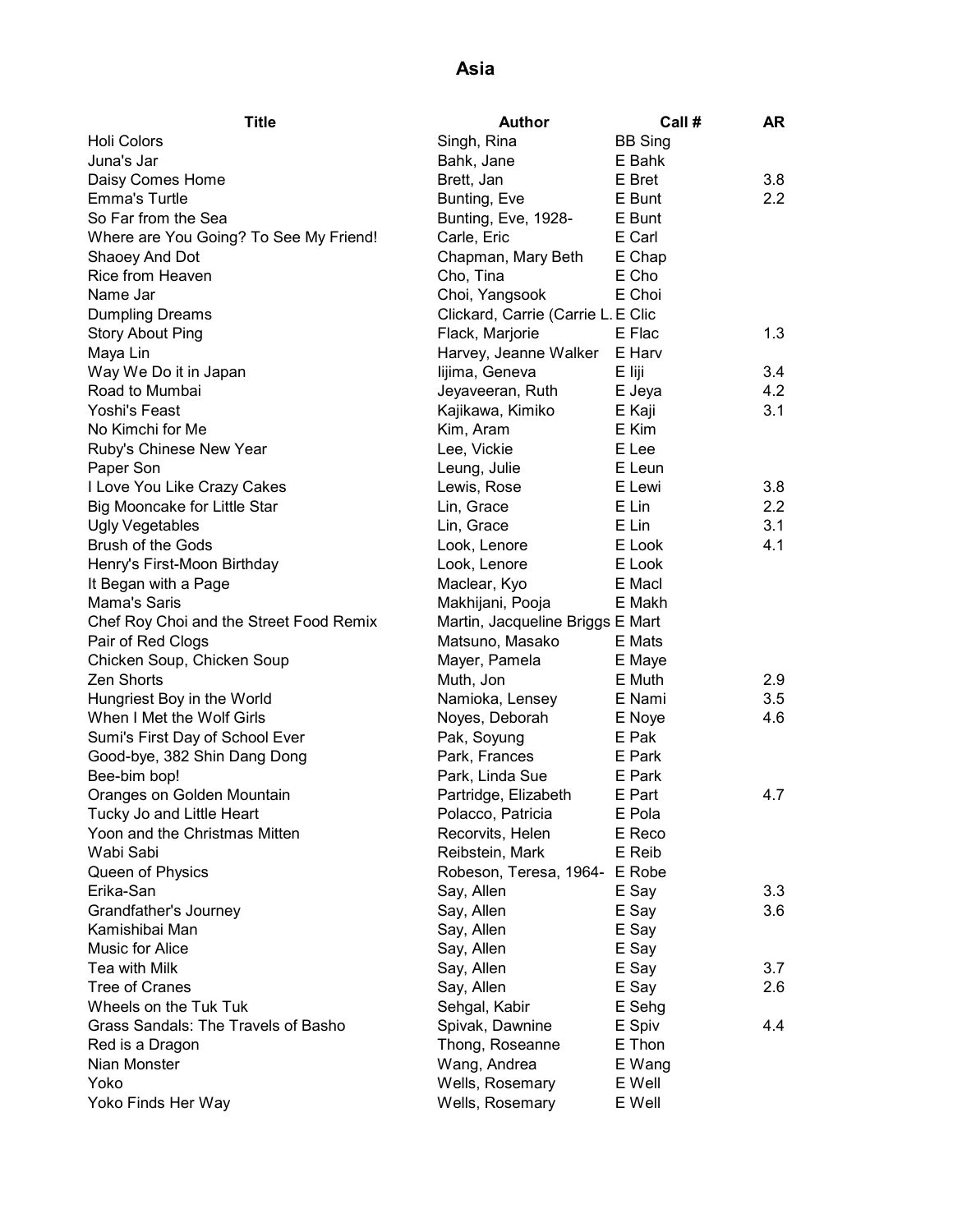# Asia

| Title | Author | Call # | AR |
| --- | --- | --- | --- |
| Holi Colors | Singh, Rina | BB Sing | |
| Juna's Jar | Bahk, Jane | E Bahk | |
| Daisy Comes Home | Brett, Jan | E Bret | 3.8 |
| Emma's Turtle | Bunting, Eve | E Bunt | 2.2 |
| So Far from the Sea | Bunting, Eve, 1928- | E Bunt | |
| Where are You Going? To See My Friend! | Carle, Eric | E Carl | |
| Shaoey And Dot | Chapman, Mary Beth | E Chap | |
| Rice from Heaven | Cho, Tina | E Cho | |
| Name Jar | Choi, Yangsook | E Choi | |
| Dumpling Dreams | Clickard, Carrie (Carrie L. | E Clic | |
| Story About Ping | Flack, Marjorie | E Flac | 1.3 |
| Maya Lin | Harvey, Jeanne Walker | E Harv | |
| Way We Do it in Japan | Iijima, Geneva | E Iiji | 3.4 |
| Road to Mumbai | Jeyaveeran, Ruth | E Jeya | 4.2 |
| Yoshi's Feast | Kajikawa, Kimiko | E Kaji | 3.1 |
| No Kimchi for Me | Kim, Aram | E Kim | |
| Ruby's Chinese New Year | Lee, Vickie | E Lee | |
| Paper Son | Leung, Julie | E Leun | |
| I Love You Like Crazy Cakes | Lewis, Rose | E Lewi | 3.8 |
| Big Mooncake for Little Star | Lin, Grace | E Lin | 2.2 |
| Ugly Vegetables | Lin, Grace | E Lin | 3.1 |
| Brush of the Gods | Look, Lenore | E Look | 4.1 |
| Henry's First-Moon Birthday | Look, Lenore | E Look | |
| It Began with a Page | Maclear, Kyo | E Macl | |
| Mama's Saris | Makhijani, Pooja | E Makh | |
| Chef Roy Choi and the Street Food Remix | Martin, Jacqueline Briggs | E Mart | |
| Pair of Red Clogs | Matsuno, Masako | E Mats | |
| Chicken Soup, Chicken Soup | Mayer, Pamela | E Maye | |
| Zen Shorts | Muth, Jon | E Muth | 2.9 |
| Hungriest Boy in the World | Namioka, Lensey | E Nami | 3.5 |
| When I Met the Wolf Girls | Noyes, Deborah | E Noye | 4.6 |
| Sumi's First Day of School Ever | Pak, Soyung | E Pak | |
| Good-bye, 382 Shin Dang Dong | Park, Frances | E Park | |
| Bee-bim bop! | Park, Linda Sue | E Park | |
| Oranges on Golden Mountain | Partridge, Elizabeth | E Part | 4.7 |
| Tucky Jo and Little Heart | Polacco, Patricia | E Pola | |
| Yoon and the Christmas Mitten | Recorvits, Helen | E Reco | |
| Wabi Sabi | Reibstein, Mark | E Reib | |
| Queen of Physics | Robeson, Teresa, 1964- | E Robe | |
| Erika-San | Say, Allen | E Say | 3.3 |
| Grandfather's Journey | Say, Allen | E Say | 3.6 |
| Kamishibai Man | Say, Allen | E Say | |
| Music for Alice | Say, Allen | E Say | |
| Tea with Milk | Say, Allen | E Say | 3.7 |
| Tree of Cranes | Say, Allen | E Say | 2.6 |
| Wheels on the Tuk Tuk | Sehgal, Kabir | E Sehg | |
| Grass Sandals: The Travels of Basho | Spivak, Dawnine | E Spiv | 4.4 |
| Red is a Dragon | Thong, Roseanne | E Thon | |
| Nian Monster | Wang, Andrea | E Wang | |
| Yoko | Wells, Rosemary | E Well | |
| Yoko Finds Her Way | Wells, Rosemary | E Well | |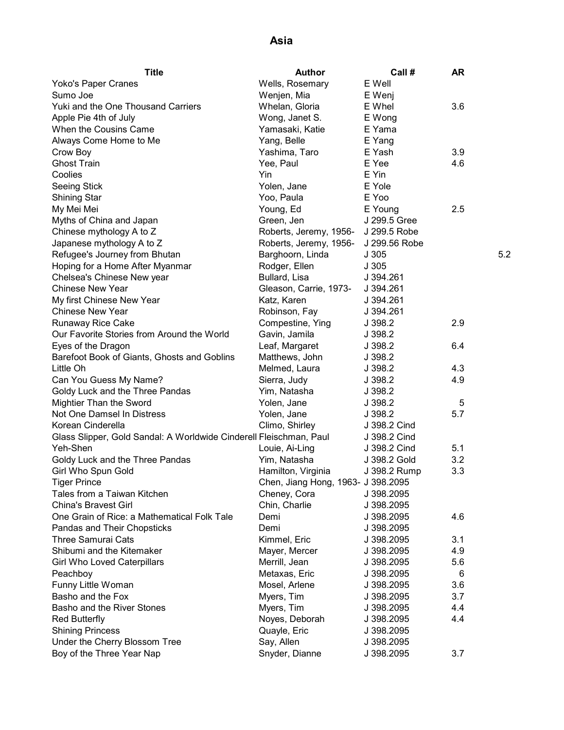# Asia

| Title | Author | Call # | AR | |
|---|---|---|---|---|
| Yoko's Paper Cranes | Wells, Rosemary | E Well | | |
| Sumo Joe | Wenjen, Mia | E Wenj | | |
| Yuki and the One Thousand Carriers | Whelan, Gloria | E Whel | 3.6 | |
| Apple Pie 4th of July | Wong, Janet S. | E Wong | | |
| When the Cousins Came | Yamasaki, Katie | E Yama | | |
| Always Come Home to Me | Yang, Belle | E Yang | | |
| Crow Boy | Yashima, Taro | E Yash | 3.9 | |
| Ghost Train | Yee, Paul | E Yee | 4.6 | |
| Coolies | Yin | E Yin | | |
| Seeing Stick | Yolen, Jane | E Yole | | |
| Shining Star | Yoo, Paula | E Yoo | | |
| My Mei Mei | Young, Ed | E Young | 2.5 | |
| Myths of China and Japan | Green, Jen | J 299.5 Gree | | |
| Chinese mythology A to Z | Roberts, Jeremy, 1956- | J 299.5 Robe | | |
| Japanese mythology A to Z | Roberts, Jeremy, 1956- | J 299.56 Robe | | |
| Refugee's Journey from Bhutan | Barghoorn, Linda | J 305 | | 5.2 |
| Hoping for a Home After Myanmar | Rodger, Ellen | J 305 | | |
| Chelsea's Chinese New year | Bullard, Lisa | J 394.261 | | |
| Chinese New Year | Gleason, Carrie, 1973- | J 394.261 | | |
| My first Chinese New Year | Katz, Karen | J 394.261 | | |
| Chinese New Year | Robinson, Fay | J 394.261 | | |
| Runaway Rice Cake | Compestine, Ying | J 398.2 | 2.9 | |
| Our Favorite Stories from Around the World | Gavin, Jamila | J 398.2 | | |
| Eyes of the Dragon | Leaf, Margaret | J 398.2 | 6.4 | |
| Barefoot Book of Giants, Ghosts and Goblins | Matthews, John | J 398.2 | | |
| Little Oh | Melmed, Laura | J 398.2 | 4.3 | |
| Can You Guess My Name? | Sierra, Judy | J 398.2 | 4.9 | |
| Goldy Luck and the Three Pandas | Yim, Natasha | J 398.2 | | |
| Mightier Than the Sword | Yolen, Jane | J 398.2 | 5 | |
| Not One Damsel In Distress | Yolen, Jane | J 398.2 | 5.7 | |
| Korean Cinderella | Climo, Shirley | J 398.2 Cind | | |
| Glass Slipper, Gold Sandal: A Worldwide Cinderell | Fleischman, Paul | J 398.2 Cind | | |
| Yeh-Shen | Louie, Ai-Ling | J 398.2 Cind | 5.1 | |
| Goldy Luck and the Three Pandas | Yim, Natasha | J 398.2 Gold | 3.2 | |
| Girl Who Spun Gold | Hamilton, Virginia | J 398.2 Rump | 3.3 | |
| Tiger Prince | Chen, Jiang Hong, 1963- | J 398.2095 | | |
| Tales from a Taiwan Kitchen | Cheney, Cora | J 398.2095 | | |
| China's Bravest Girl | Chin, Charlie | J 398.2095 | | |
| One Grain of Rice: a Mathematical Folk Tale | Demi | J 398.2095 | 4.6 | |
| Pandas and Their Chopsticks | Demi | J 398.2095 | | |
| Three Samurai Cats | Kimmel, Eric | J 398.2095 | 3.1 | |
| Shibumi and the Kitemaker | Mayer, Mercer | J 398.2095 | 4.9 | |
| Girl Who Loved Caterpillars | Merrill, Jean | J 398.2095 | 5.6 | |
| Peachboy | Metaxas, Eric | J 398.2095 | 6 | |
| Funny Little Woman | Mosel, Arlene | J 398.2095 | 3.6 | |
| Basho and the Fox | Myers, Tim | J 398.2095 | 3.7 | |
| Basho and the River Stones | Myers, Tim | J 398.2095 | 4.4 | |
| Red Butterfly | Noyes, Deborah | J 398.2095 | 4.4 | |
| Shining Princess | Quayle, Eric | J 398.2095 | | |
| Under the Cherry Blossom Tree | Say, Allen | J 398.2095 | | |
| Boy of the Three Year Nap | Snyder, Dianne | J 398.2095 | 3.7 | |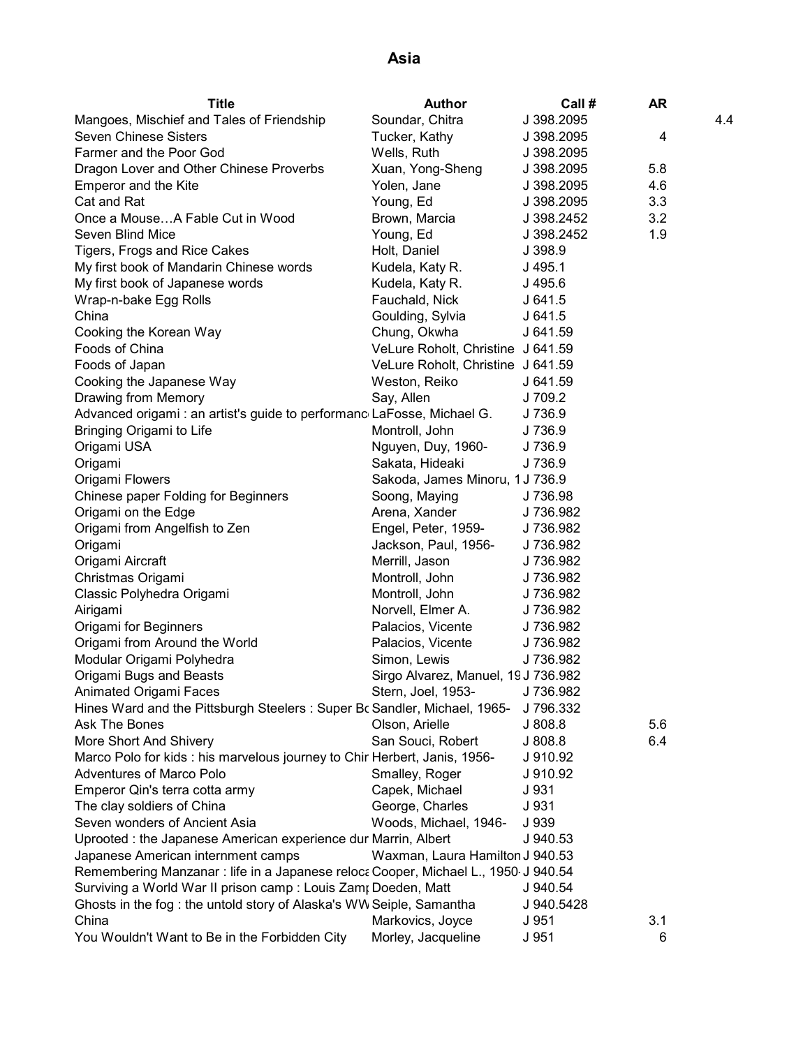## Asia

| Title | Author | Call # | AR | |
|---|---|---|---|---|
| Mangoes, Mischief and Tales of Friendship | Soundar, Chitra | J 398.2095 | | 4.4 |
| Seven Chinese Sisters | Tucker, Kathy | J 398.2095 | 4 | |
| Farmer and the Poor God | Wells, Ruth | J 398.2095 | | |
| Dragon Lover and Other Chinese Proverbs | Xuan, Yong-Sheng | J 398.2095 | 5.8 | |
| Emperor and the Kite | Yolen, Jane | J 398.2095 | 4.6 | |
| Cat and Rat | Young, Ed | J 398.2095 | 3.3 | |
| Once a Mouse…A Fable Cut in Wood | Brown, Marcia | J 398.2452 | 3.2 | |
| Seven Blind Mice | Young, Ed | J 398.2452 | 1.9 | |
| Tigers, Frogs and Rice Cakes | Holt, Daniel | J 398.9 | | |
| My first book of Mandarin Chinese words | Kudela, Katy R. | J 495.1 | | |
| My first book of Japanese words | Kudela, Katy R. | J 495.6 | | |
| Wrap-n-bake Egg Rolls | Fauchald, Nick | J 641.5 | | |
| China | Goulding, Sylvia | J 641.5 | | |
| Cooking the Korean Way | Chung, Okwha | J 641.59 | | |
| Foods of China | VeLure Roholt, Christine | J 641.59 | | |
| Foods of Japan | VeLure Roholt, Christine | J 641.59 | | |
| Cooking the Japanese Way | Weston, Reiko | J 641.59 | | |
| Drawing from Memory | Say, Allen | J 709.2 | | |
| Advanced origami : an artist's guide to performanc | LaFosse, Michael G. | J 736.9 | | |
| Bringing Origami to Life | Montroll, John | J 736.9 | | |
| Origami USA | Nguyen, Duy, 1960- | J 736.9 | | |
| Origami | Sakata, Hideaki | J 736.9 | | |
| Origami Flowers | Sakoda, James Minoru, 1 | J 736.9 | | |
| Chinese paper Folding for Beginners | Soong, Maying | J 736.98 | | |
| Origami on the Edge | Arena, Xander | J 736.982 | | |
| Origami from Angelfish to Zen | Engel, Peter, 1959- | J 736.982 | | |
| Origami | Jackson, Paul, 1956- | J 736.982 | | |
| Origami Aircraft | Merrill, Jason | J 736.982 | | |
| Christmas Origami | Montroll, John | J 736.982 | | |
| Classic Polyhedra Origami | Montroll, John | J 736.982 | | |
| Airigami | Norvell, Elmer A. | J 736.982 | | |
| Origami for Beginners | Palacios, Vicente | J 736.982 | | |
| Origami from Around the World | Palacios, Vicente | J 736.982 | | |
| Modular Origami Polyhedra | Simon, Lewis | J 736.982 | | |
| Origami Bugs and Beasts | Sirgo Alvarez, Manuel, 19 | J 736.982 | | |
| Animated Origami Faces | Stern, Joel, 1953- | J 736.982 | | |
| Hines Ward and the Pittsburgh Steelers : Super Bo | Sandler, Michael, 1965- | J 796.332 | | |
| Ask The Bones | Olson, Arielle | J 808.8 | 5.6 | |
| More Short And Shivery | San Souci, Robert | J 808.8 | 6.4 | |
| Marco Polo for kids : his marvelous journey to Chir | Herbert, Janis, 1956- | J 910.92 | | |
| Adventures of Marco Polo | Smalley, Roger | J 910.92 | | |
| Emperor Qin's terra cotta army | Capek, Michael | J 931 | | |
| The clay soldiers of China | George, Charles | J 931 | | |
| Seven wonders of Ancient Asia | Woods, Michael, 1946- | J 939 | | |
| Uprooted : the Japanese American experience dur | Marrin, Albert | J 940.53 | | |
| Japanese American internment camps | Waxman, Laura Hamilton | J 940.53 | | |
| Remembering Manzanar : life in a Japanese reloca | Cooper, Michael L., 1950- | J 940.54 | | |
| Surviving a World War II prison camp : Louis Zamp | Doeden, Matt | J 940.54 | | |
| Ghosts in the fog : the untold story of Alaska's WW | Seiple, Samantha | J 940.5428 | | |
| China | Markovics, Joyce | J 951 | 3.1 | |
| You Wouldn't Want to Be in the Forbidden City | Morley, Jacqueline | J 951 | 6 | |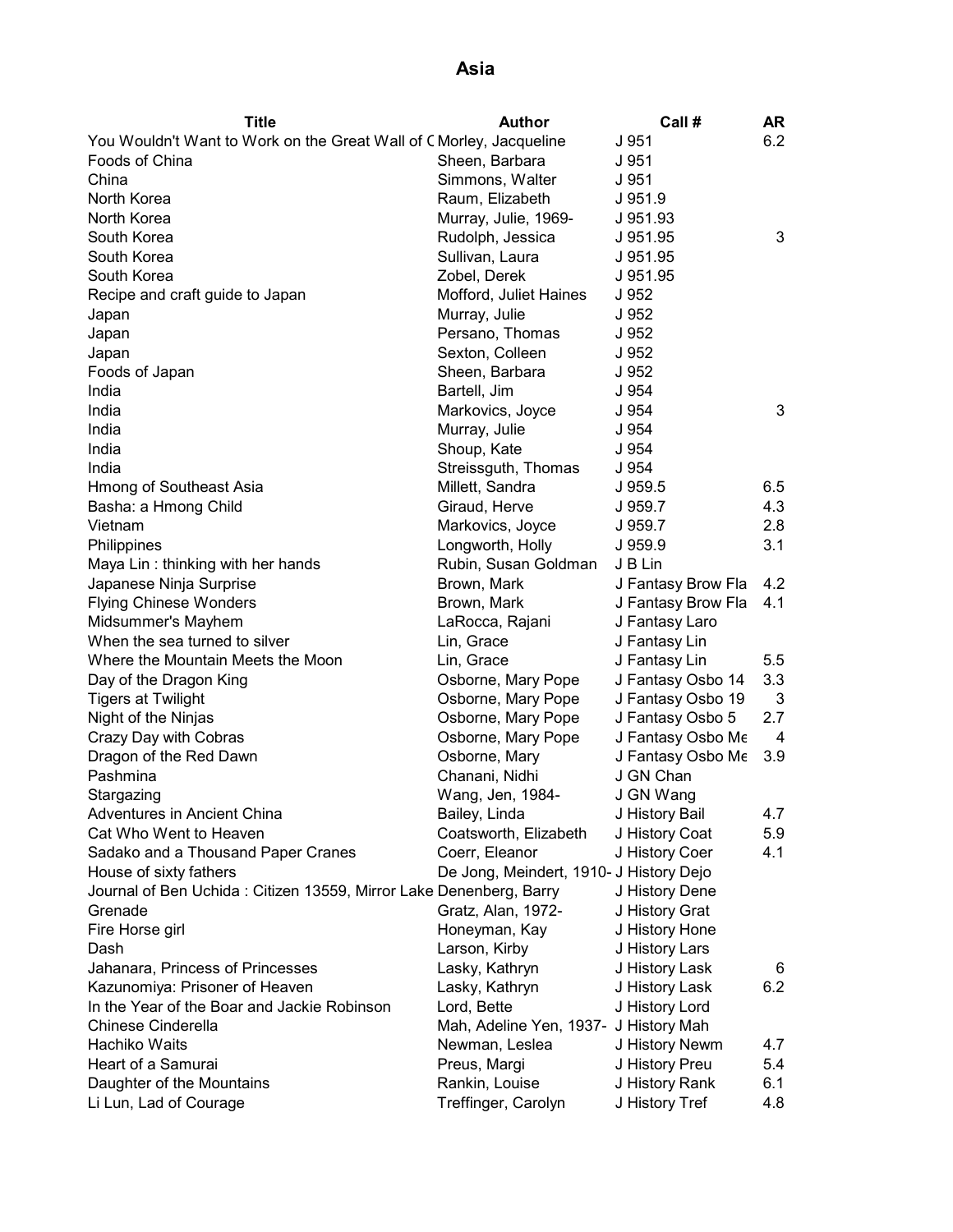# Asia

| Title | Author | Call # | AR |
|---|---|---|---|
| You Wouldn't Want to Work on the Great Wall of C | Morley, Jacqueline | J 951 | 6.2 |
| Foods of China | Sheen, Barbara | J 951 | |
| China | Simmons, Walter | J 951 | |
| North Korea | Raum, Elizabeth | J 951.9 | |
| North Korea | Murray, Julie, 1969- | J 951.93 | |
| South Korea | Rudolph, Jessica | J 951.95 | 3 |
| South Korea | Sullivan, Laura | J 951.95 | |
| South Korea | Zobel, Derek | J 951.95 | |
| Recipe and craft guide to Japan | Mofford, Juliet Haines | J 952 | |
| Japan | Murray, Julie | J 952 | |
| Japan | Persano, Thomas | J 952 | |
| Japan | Sexton, Colleen | J 952 | |
| Foods of Japan | Sheen, Barbara | J 952 | |
| India | Bartell, Jim | J 954 | |
| India | Markovics, Joyce | J 954 | 3 |
| India | Murray, Julie | J 954 | |
| India | Shoup, Kate | J 954 | |
| India | Streissguth, Thomas | J 954 | |
| Hmong of Southeast Asia | Millett, Sandra | J 959.5 | 6.5 |
| Basha: a Hmong Child | Giraud, Herve | J 959.7 | 4.3 |
| Vietnam | Markovics, Joyce | J 959.7 | 2.8 |
| Philippines | Longworth, Holly | J 959.9 | 3.1 |
| Maya Lin : thinking with her hands | Rubin, Susan Goldman | J B Lin | |
| Japanese Ninja Surprise | Brown, Mark | J Fantasy Brow Fla | 4.2 |
| Flying Chinese Wonders | Brown, Mark | J Fantasy Brow Fla | 4.1 |
| Midsummer's Mayhem | LaRocca, Rajani | J Fantasy Laro | |
| When the sea turned to silver | Lin, Grace | J Fantasy Lin | |
| Where the Mountain Meets the Moon | Lin, Grace | J Fantasy Lin | 5.5 |
| Day of the Dragon King | Osborne, Mary Pope | J Fantasy Osbo 14 | 3.3 |
| Tigers at Twilight | Osborne, Mary Pope | J Fantasy Osbo 19 | 3 |
| Night of the Ninjas | Osborne, Mary Pope | J Fantasy Osbo 5 | 2.7 |
| Crazy Day with Cobras | Osborne, Mary Pope | J Fantasy Osbo Me | 4 |
| Dragon of the Red Dawn | Osborne, Mary | J Fantasy Osbo Me | 3.9 |
| Pashmina | Chanani, Nidhi | J GN Chan | |
| Stargazing | Wang, Jen, 1984- | J GN Wang | |
| Adventures in Ancient China | Bailey, Linda | J History Bail | 4.7 |
| Cat Who Went to Heaven | Coatsworth, Elizabeth | J History Coat | 5.9 |
| Sadako and a Thousand Paper Cranes | Coerr, Eleanor | J History Coer | 4.1 |
| House of sixty fathers | De Jong, Meindert, 1910- | J History Dejo | |
| Journal of Ben Uchida : Citizen 13559, Mirror Lake | Denenberg, Barry | J History Dene | |
| Grenade | Gratz, Alan, 1972- | J History Grat | |
| Fire Horse girl | Honeyman, Kay | J History Hone | |
| Dash | Larson, Kirby | J History Lars | |
| Jahanara, Princess of Princesses | Lasky, Kathryn | J History Lask | 6 |
| Kazunomiya: Prisoner of Heaven | Lasky, Kathryn | J History Lask | 6.2 |
| In the Year of the Boar and Jackie Robinson | Lord, Bette | J History Lord | |
| Chinese Cinderella | Mah, Adeline Yen, 1937- | J History Mah | |
| Hachiko Waits | Newman, Leslea | J History Newm | 4.7 |
| Heart of a Samurai | Preus, Margi | J History Preu | 5.4 |
| Daughter of the Mountains | Rankin, Louise | J History Rank | 6.1 |
| Li Lun, Lad of Courage | Treffinger, Carolyn | J History Tref | 4.8 |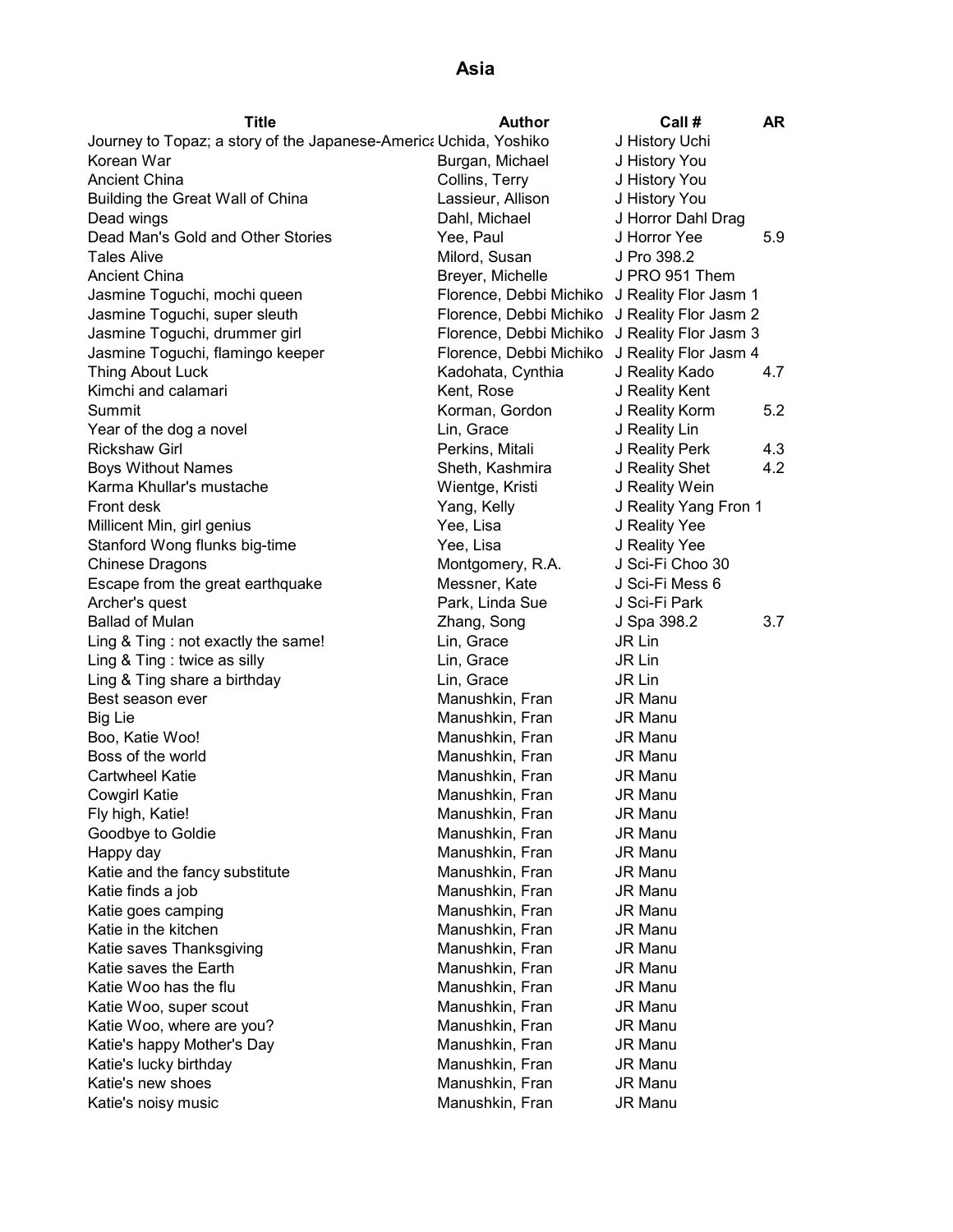## Asia

| Title | Author | Call # | AR |
|---|---|---|---|
| Journey to Topaz; a story of the Japanese-America | Uchida, Yoshiko | J History Uchi | |
| Korean War | Burgan, Michael | J History You | |
| Ancient China | Collins, Terry | J History You | |
| Building the Great Wall of China | Lassieur, Allison | J History You | |
| Dead wings | Dahl, Michael | J Horror Dahl Drag | |
| Dead Man's Gold and Other Stories | Yee, Paul | J Horror Yee | 5.9 |
| Tales Alive | Milord, Susan | J Pro 398.2 | |
| Ancient China | Breyer, Michelle | J PRO 951 Them | |
| Jasmine Toguchi, mochi queen | Florence, Debbi Michiko | J Reality Flor Jasm 1 | |
| Jasmine Toguchi, super sleuth | Florence, Debbi Michiko | J Reality Flor Jasm 2 | |
| Jasmine Toguchi, drummer girl | Florence, Debbi Michiko | J Reality Flor Jasm 3 | |
| Jasmine Toguchi, flamingo keeper | Florence, Debbi Michiko | J Reality Flor Jasm 4 | |
| Thing About Luck | Kadohata, Cynthia | J Reality Kado | 4.7 |
| Kimchi and calamari | Kent, Rose | J Reality Kent | |
| Summit | Korman, Gordon | J Reality Korm | 5.2 |
| Year of the dog a novel | Lin, Grace | J Reality Lin | |
| Rickshaw Girl | Perkins, Mitali | J Reality Perk | 4.3 |
| Boys Without Names | Sheth, Kashmira | J Reality Shet | 4.2 |
| Karma Khullar's mustache | Wientge, Kristi | J Reality Wein | |
| Front desk | Yang, Kelly | J Reality Yang Fron 1 | |
| Millicent Min, girl genius | Yee, Lisa | J Reality Yee | |
| Stanford Wong flunks big-time | Yee, Lisa | J Reality Yee | |
| Chinese Dragons | Montgomery, R.A. | J Sci-Fi Choo 30 | |
| Escape from the great earthquake | Messner, Kate | J Sci-Fi Mess 6 | |
| Archer's quest | Park, Linda Sue | J Sci-Fi Park | |
| Ballad of Mulan | Zhang, Song | J Spa 398.2 | 3.7 |
| Ling & Ting : not exactly the same! | Lin, Grace | JR Lin | |
| Ling & Ting : twice as silly | Lin, Grace | JR Lin | |
| Ling & Ting share a birthday | Lin, Grace | JR Lin | |
| Best season ever | Manushkin, Fran | JR Manu | |
| Big Lie | Manushkin, Fran | JR Manu | |
| Boo, Katie Woo! | Manushkin, Fran | JR Manu | |
| Boss of the world | Manushkin, Fran | JR Manu | |
| Cartwheel Katie | Manushkin, Fran | JR Manu | |
| Cowgirl Katie | Manushkin, Fran | JR Manu | |
| Fly high, Katie! | Manushkin, Fran | JR Manu | |
| Goodbye to Goldie | Manushkin, Fran | JR Manu | |
| Happy day | Manushkin, Fran | JR Manu | |
| Katie and the fancy substitute | Manushkin, Fran | JR Manu | |
| Katie finds a job | Manushkin, Fran | JR Manu | |
| Katie goes camping | Manushkin, Fran | JR Manu | |
| Katie in the kitchen | Manushkin, Fran | JR Manu | |
| Katie saves Thanksgiving | Manushkin, Fran | JR Manu | |
| Katie saves the Earth | Manushkin, Fran | JR Manu | |
| Katie Woo has the flu | Manushkin, Fran | JR Manu | |
| Katie Woo, super scout | Manushkin, Fran | JR Manu | |
| Katie Woo, where are you? | Manushkin, Fran | JR Manu | |
| Katie's happy Mother's Day | Manushkin, Fran | JR Manu | |
| Katie's lucky birthday | Manushkin, Fran | JR Manu | |
| Katie's new shoes | Manushkin, Fran | JR Manu | |
| Katie's noisy music | Manushkin, Fran | JR Manu | |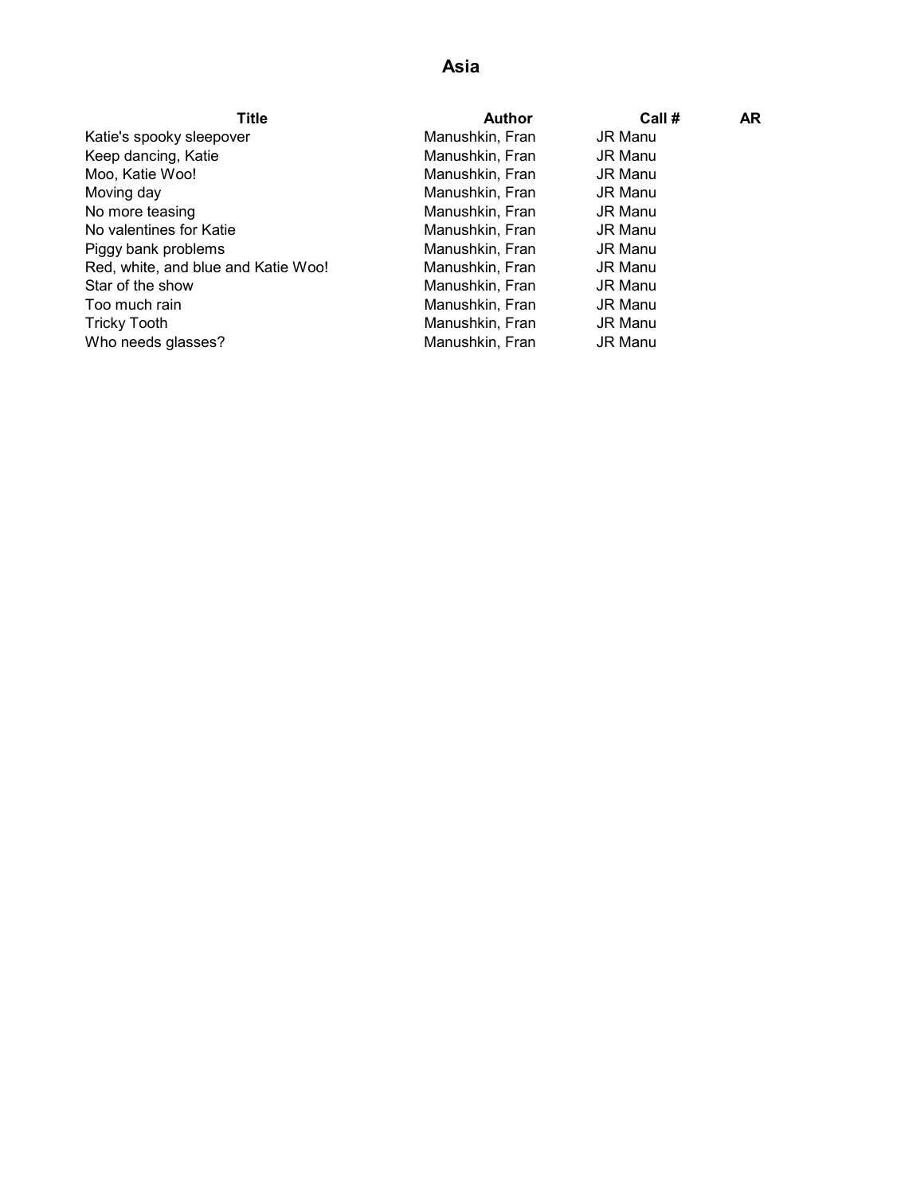# Asia

| Title | Author | Call # | AR |
| --- | --- | --- | --- |
| Katie's spooky sleepover | Manushkin, Fran | JR Manu | |
| Keep dancing, Katie | Manushkin, Fran | JR Manu | |
| Moo, Katie Woo! | Manushkin, Fran | JR Manu | |
| Moving day | Manushkin, Fran | JR Manu | |
| No more teasing | Manushkin, Fran | JR Manu | |
| No valentines for Katie | Manushkin, Fran | JR Manu | |
| Piggy bank problems | Manushkin, Fran | JR Manu | |
| Red, white, and blue and Katie Woo! | Manushkin, Fran | JR Manu | |
| Star of the show | Manushkin, Fran | JR Manu | |
| Too much rain | Manushkin, Fran | JR Manu | |
| Tricky Tooth | Manushkin, Fran | JR Manu | |
| Who needs glasses? | Manushkin, Fran | JR Manu | |